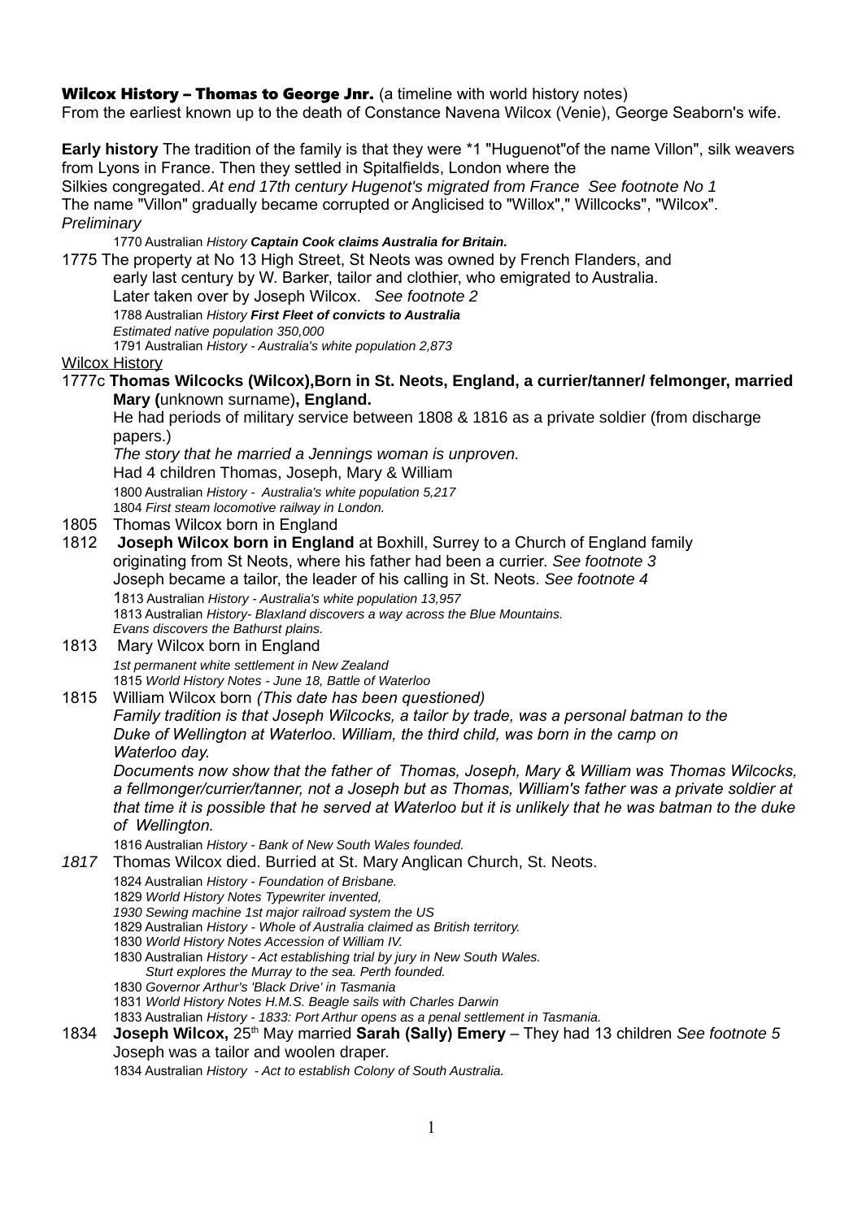**Wilcox History – Thomas to George Jnr.** (a timeline with world history notes)
From the earliest known up to the death of Constance Navena Wilcox (Venie), George Seaborn's wife.

**Early history** The tradition of the family is that they were *1 "Huguenot"of the name Villon", silk weavers from Lyons in France. Then they settled in Spitalfields, London where the Silkies congregated. *At end 17th century Hugenot's migrated from France See footnote No 1*
The name "Villon" gradually became corrupted or Anglicised to "Willox"," Willcocks", "Wilcox".
*Preliminary*

1770 Australian *History* ***Captain Cook claims Australia for Britain.***

1775 The property at No 13 High Street, St Neots was owned by French Flanders, and early last century by W. Barker, tailor and clothier, who emigrated to Australia. Later taken over by Joseph Wilcox. *See footnote 2*

1788 Australian *History* ***First Fleet of convicts to Australia***
*Estimated native population 350,000*
1791 Australian *History - Australia's white population 2,873*

Wilcox History

1777c **Thomas Wilcocks (Wilcox),Born in St. Neots, England, a currier/tanner/ felmonger, married Mary (**unknown surname**), England.**
He had periods of military service between 1808 & 1816 as a private soldier (from discharge papers.)
*The story that he married a Jennings woman is unproven.*
Had 4 children Thomas, Joseph, Mary & William

1800 Australian *History - Australia's white population 5,217*
1804 *First steam locomotive railway in London.*

1805 Thomas Wilcox born in England

1812 **Joseph Wilcox born in England** at Boxhill, Surrey to a Church of England family originating from St Neots, where his father had been a currier. *See footnote 3*
Joseph became a tailor, the leader of his calling in St. Neots. *See footnote 4*

1813 Australian *History - Australia's white population 13,957*
1813 Australian *History- Blaxland discovers a way across the Blue Mountains.*
*Evans discovers the Bathurst plains.*

1813 Mary Wilcox born in England

*1st permanent white settlement in New Zealand*
1815 *World History Notes - June 18, Battle of Waterloo*

1815 William Wilcox born *(This date has been questioned)*
*Family tradition is that Joseph Wilcocks, a tailor by trade, was a personal batman to the Duke of Wellington at Waterloo. William, the third child, was born in the camp on Waterloo day.*
*Documents now show that the father of Thomas, Joseph, Mary & William was Thomas Wilcocks, a fellmonger/currier/tanner, not a Joseph but as Thomas, William's father was a private soldier at that time it is possible that he served at Waterloo but it is unlikely that he was batman to the duke of Wellington.*

1816 Australian *History - Bank of New South Wales founded.*

*1817* Thomas Wilcox died. Burried at St. Mary Anglican Church, St. Neots.

1824 Australian *History - Foundation of Brisbane.*
1829 *World History Notes Typewriter invented,*
*1930 Sewing machine 1st major railroad system the US*
1829 Australian *History - Whole of Australia claimed as British territory.*
1830 *World History Notes Accession of William IV.*
1830 Australian *History - Act establishing trial by jury in New South Wales.*
*Sturt explores the Murray to the sea. Perth founded.*
1830 *Governor Arthur's 'Black Drive' in Tasmania*
1831 *World History Notes H.M.S. Beagle sails with Charles Darwin*
1833 Australian *History - 1833: Port Arthur opens as a penal settlement in Tasmania.*

1834 **Joseph Wilcox,** 25th May married **Sarah (Sally) Emery** – They had 13 children *See footnote 5*
Joseph was a tailor and woolen draper.

1834 Australian *History - Act to establish Colony of South Australia.*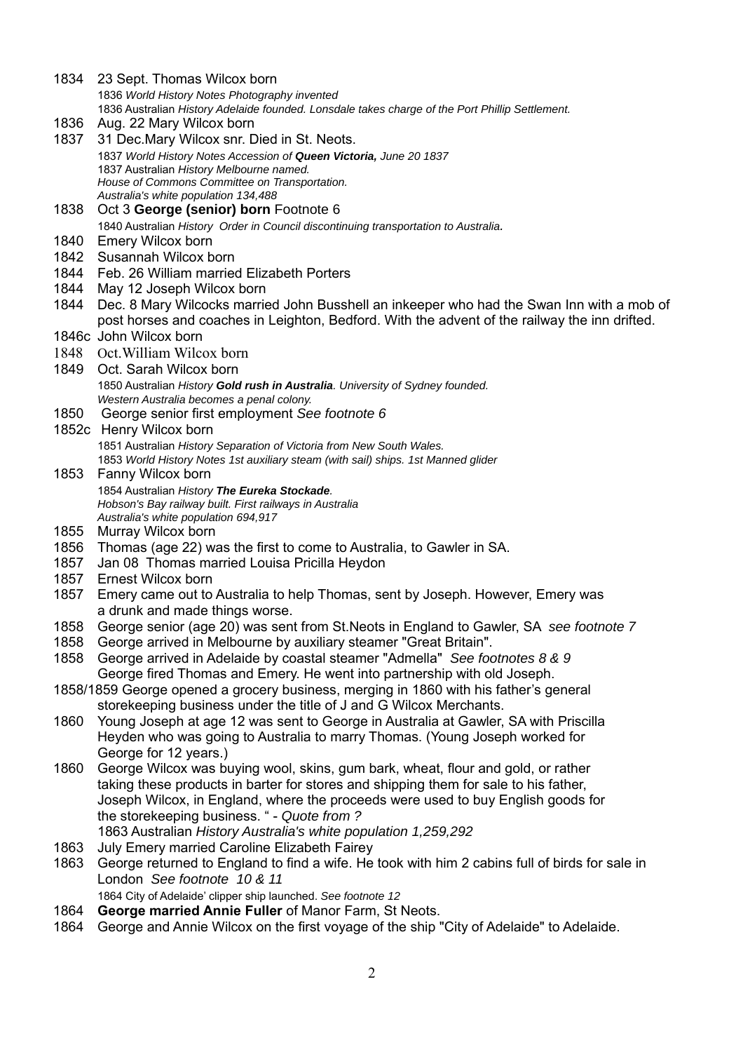1834 23 Sept. Thomas Wilcox born

1836 *World History Notes Photography invented*
1836 Australian *History Adelaide founded. Lonsdale takes charge of the Port Phillip Settlement.*

1836 Aug. 22 Mary Wilcox born

1837 31 Dec.Mary Wilcox snr. Died in St. Neots.

1837 *World History Notes Accession of **Queen Victoria,** June 20 1837*
1837 Australian *History Melbourne named.*
*House of Commons Committee on Transportation.*
*Australia's white population 134,488*

1838 Oct 3 **George (senior) born** Footnote 6

1840 Australian *History Order in Council discontinuing transportation to Australia.*

1840 Emery Wilcox born

1842 Susannah Wilcox born

1844 Feb. 26 William married Elizabeth Porters

1844 May 12 Joseph Wilcox born

1844 Dec. 8 Mary Wilcocks married John Busshell an inkeeper who had the Swan Inn with a mob of post horses and coaches in Leighton, Bedford. With the advent of the railway the inn drifted.

1846c John Wilcox born

1848 Oct.William Wilcox born

1849 Oct. Sarah Wilcox born

1850 Australian *History **Gold rush in Australia**. University of Sydney founded.*
*Western Australia becomes a penal colony.*

1850 George senior first employment *See footnote 6*

1852c Henry Wilcox born

1851 Australian *History Separation of Victoria from New South Wales.*
1853 *World History Notes 1st auxiliary steam (with sail) ships. 1st Manned glider*

1853 Fanny Wilcox born

1854 Australian *History **The Eureka Stockade**.*
*Hobson's Bay railway built. First railways in Australia*
*Australia's white population 694,917*

1855 Murray Wilcox born

1856 Thomas (age 22) was the first to come to Australia, to Gawler in SA.

1857 Jan 08 Thomas married Louisa Pricilla Heydon

1857 Ernest Wilcox born

1857 Emery came out to Australia to help Thomas, sent by Joseph. However, Emery was a drunk and made things worse.

1858 George senior (age 20) was sent from St.Neots in England to Gawler, SA *see footnote 7*

1858 George arrived in Melbourne by auxiliary steamer "Great Britain".

1858 George arrived in Adelaide by coastal steamer "Admella" *See footnotes 8 & 9*
George fired Thomas and Emery. He went into partnership with old Joseph.

1858/1859 George opened a grocery business, merging in 1860 with his father's general storekeeping business under the title of J and G Wilcox Merchants.

1860 Young Joseph at age 12 was sent to George in Australia at Gawler, SA with Priscilla Heyden who was going to Australia to marry Thomas. (Young Joseph worked for George for 12 years.)

1860 George Wilcox was buying wool, skins, gum bark, wheat, flour and gold, or rather taking these products in barter for stores and shipping them for sale to his father, Joseph Wilcox, in England, where the proceeds were used to buy English goods for the storekeeping business. " - *Quote from ?*

1863 Australian *History Australia's white population 1,259,292*

1863 July Emery married Caroline Elizabeth Fairey

1863 George returned to England to find a wife. He took with him 2 cabins full of birds for sale in London *See footnote 10 & 11*

1864 City of Adelaide' clipper ship launched. *See footnote 12*

1864 **George married Annie Fuller** of Manor Farm, St Neots.

1864 George and Annie Wilcox on the first voyage of the ship "City of Adelaide" to Adelaide.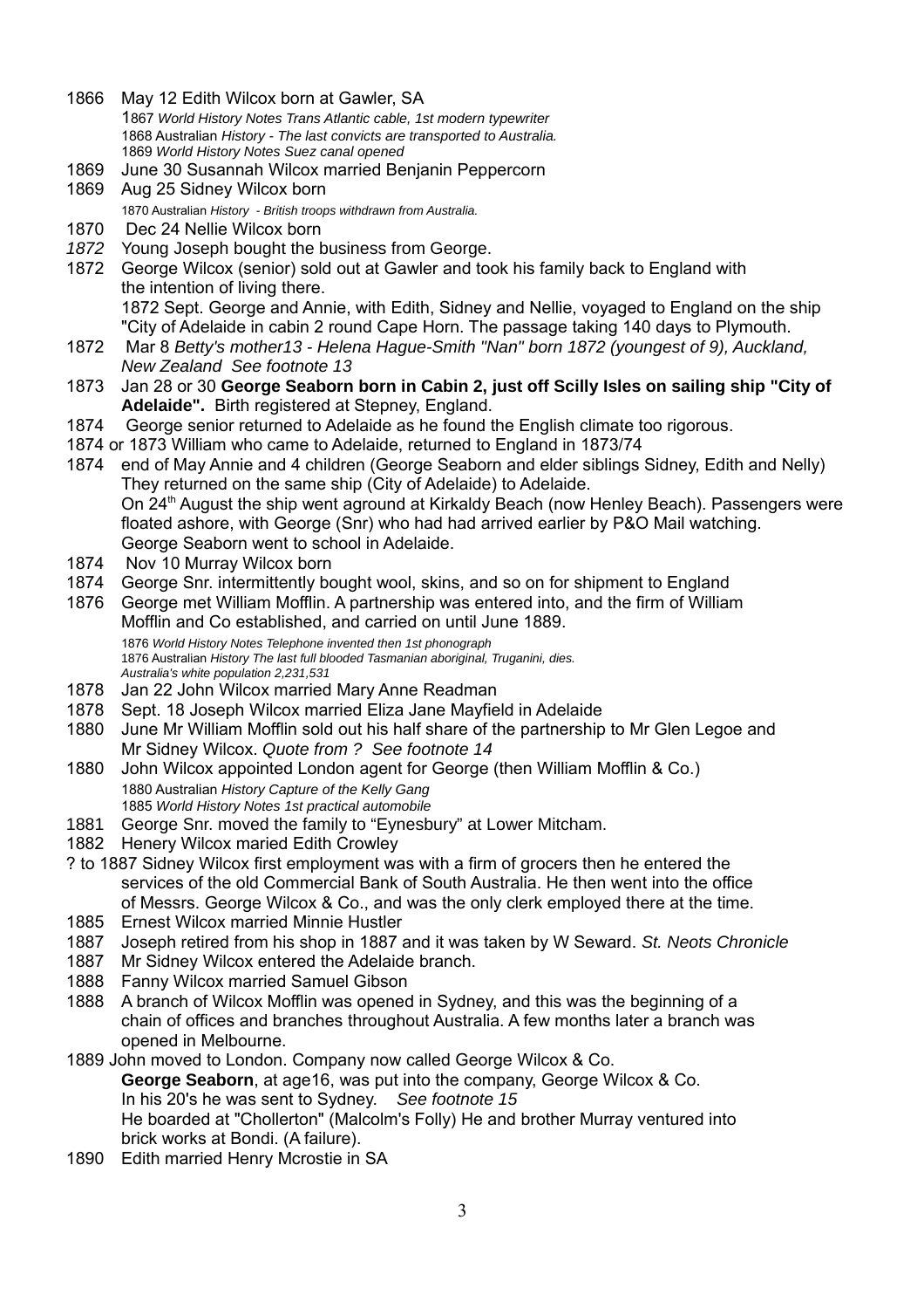1866 May 12 Edith Wilcox born at Gawler, SA

1867 *World History Notes Trans Atlantic cable, 1st modern typewriter*
1868 Australian *History - The last convicts are transported to Australia.*
1869 *World History Notes Suez canal opened*

1869 June 30 Susannah Wilcox married Benjanin Peppercorn

1869 Aug 25 Sidney Wilcox born

1870 Australian *History - British troops withdrawn from Australia.*

1870 Dec 24 Nellie Wilcox born

*1872* Young Joseph bought the business from George.

1872 George Wilcox (senior) sold out at Gawler and took his family back to England with the intention of living there.
1872 Sept. George and Annie, with Edith, Sidney and Nellie, voyaged to England on the ship "City of Adelaide in cabin 2 round Cape Horn. The passage taking 140 days to Plymouth.

1872 Mar 8 *Betty's mother13 - Helena Hague-Smith "Nan" born 1872 (youngest of 9), Auckland, New Zealand See footnote 13*

1873 Jan 28 or 30 **George Seaborn born in Cabin 2, just off Scilly Isles on sailing ship "City of Adelaide".** Birth registered at Stepney, England.

1874 George senior returned to Adelaide as he found the English climate too rigorous.

1874 or 1873 William who came to Adelaide, returned to England in 1873/74

1874 end of May Annie and 4 children (George Seaborn and elder siblings Sidney, Edith and Nelly) They returned on the same ship (City of Adelaide) to Adelaide.
On 24th August the ship went aground at Kirkaldy Beach (now Henley Beach). Passengers were floated ashore, with George (Snr) who had had arrived earlier by P&O Mail watching.
George Seaborn went to school in Adelaide.

1874 Nov 10 Murray Wilcox born

1874 George Snr. intermittently bought wool, skins, and so on for shipment to England

1876 George met William Mofflin. A partnership was entered into, and the firm of William Mofflin and Co established, and carried on until June 1889.

1876 *World History Notes Telephone invented then 1st phonograph*
1876 Australian *History The last full blooded Tasmanian aboriginal, Truganini, dies. Australia's white population 2,231,531*

1878 Jan 22 John Wilcox married Mary Anne Readman

1878 Sept. 18 Joseph Wilcox married Eliza Jane Mayfield in Adelaide

1880 June Mr William Mofflin sold out his half share of the partnership to Mr Glen Legoe and Mr Sidney Wilcox. *Quote from ? See footnote 14*

1880 John Wilcox appointed London agent for George (then William Mofflin & Co.)

1880 Australian *History Capture of the Kelly Gang*
1885 *World History Notes 1st practical automobile*

1881 George Snr. moved the family to "Eynesbury" at Lower Mitcham.

1882 Henery Wilcox maried Edith Crowley

? to 1887 Sidney Wilcox first employment was with a firm of grocers then he entered the services of the old Commercial Bank of South Australia. He then went into the office of Messrs. George Wilcox & Co., and was the only clerk employed there at the time.

1885 Ernest Wilcox married Minnie Hustler

1887 Joseph retired from his shop in 1887 and it was taken by W Seward. *St. Neots Chronicle*

1887 Mr Sidney Wilcox entered the Adelaide branch.

1888 Fanny Wilcox married Samuel Gibson

1888 A branch of Wilcox Mofflin was opened in Sydney, and this was the beginning of a chain of offices and branches throughout Australia. A few months later a branch was opened in Melbourne.

1889 John moved to London. Company now called George Wilcox & Co.
**George Seaborn**, at age16, was put into the company, George Wilcox & Co.
In his 20's he was sent to Sydney. *See footnote 15*
He boarded at "Chollerton" (Malcolm's Folly) He and brother Murray ventured into brick works at Bondi. (A failure).

1890 Edith married Henry Mcrostie in SA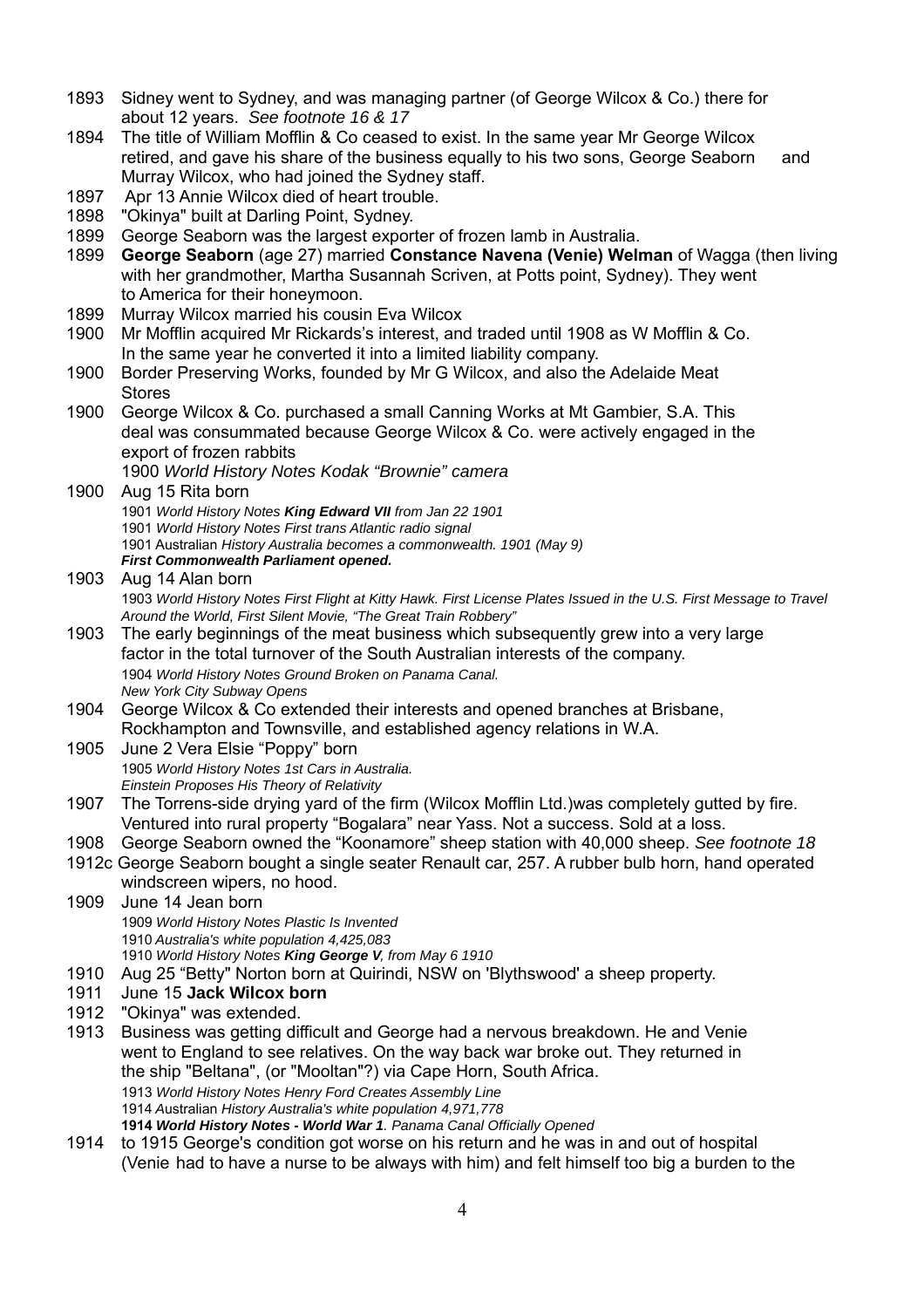1893 Sidney went to Sydney, and was managing partner (of George Wilcox & Co.) there for about 12 years. *See footnote 16 & 17*

1894 The title of William Mofflin & Co ceased to exist. In the same year Mr George Wilcox retired, and gave his share of the business equally to his two sons, George Seaborn and Murray Wilcox, who had joined the Sydney staff.

1897 Apr 13 Annie Wilcox died of heart trouble.

1898 "Okinya" built at Darling Point, Sydney.

1899 George Seaborn was the largest exporter of frozen lamb in Australia.

1899 **George Seaborn** (age 27) married **Constance Navena (Venie) Welman** of Wagga (then living with her grandmother, Martha Susannah Scriven, at Potts point, Sydney). They went to America for their honeymoon.

1899 Murray Wilcox married his cousin Eva Wilcox

1900 Mr Mofflin acquired Mr Rickards's interest, and traded until 1908 as W Mofflin & Co. In the same year he converted it into a limited liability company.

1900 Border Preserving Works, founded by Mr G Wilcox, and also the Adelaide Meat Stores

1900 George Wilcox & Co. purchased a small Canning Works at Mt Gambier, S.A. This deal was consummated because George Wilcox & Co. were actively engaged in the export of frozen rabbits

1900 *World History Notes Kodak "Brownie" camera*

1900 Aug 15 Rita born

1901 *World History Notes **King Edward VII** from Jan 22 1901*
1901 *World History Notes First trans Atlantic radio signal*
1901 Australian *History Australia becomes a commonwealth. 1901 (May 9)*
***First Commonwealth Parliament opened.***

1903 Aug 14 Alan born

1903 *World History Notes First Flight at Kitty Hawk. First License Plates Issued in the U.S. First Message to Travel Around the World, First Silent Movie, "The Great Train Robbery"*

1903 The early beginnings of the meat business which subsequently grew into a very large factor in the total turnover of the South Australian interests of the company.

1904 *World History Notes Ground Broken on Panama Canal.*
*New York City Subway Opens*

1904 George Wilcox & Co extended their interests and opened branches at Brisbane, Rockhampton and Townsville, and established agency relations in W.A.

1905 June 2 Vera Elsie "Poppy" born

1905 *World History Notes 1st Cars in Australia.*
*Einstein Proposes His Theory of Relativity*

1907 The Torrens-side drying yard of the firm (Wilcox Mofflin Ltd.)was completely gutted by fire. Ventured into rural property "Bogalara" near Yass. Not a success. Sold at a loss.

1908 George Seaborn owned the "Koonamore" sheep station with 40,000 sheep. *See footnote 18*

1912c George Seaborn bought a single seater Renault car, 257. A rubber bulb horn, hand operated windscreen wipers, no hood.

1909 June 14 Jean born

1909 *World History Notes Plastic Is Invented*
1910 *Australia's white population 4,425,083*
1910 *World History Notes **King George V**, from May 6 1910*

1910 Aug 25 "Betty" Norton born at Quirindi, NSW on 'Blythswood' a sheep property.

1911 June 15 **Jack Wilcox born**

1912 "Okinya" was extended.

1913 Business was getting difficult and George had a nervous breakdown. He and Venie went to England to see relatives. On the way back war broke out. They returned in the ship "Beltana", (or "Mooltan"?) via Cape Horn, South Africa.

1913 *World History Notes Henry Ford Creates Assembly Line*
1914 Australian *History Australia's white population 4,971,778*
**1914** ***World History Notes - World War 1**. Panama Canal Officially Opened*

1914 to 1915 George's condition got worse on his return and he was in and out of hospital (Venie had to have a nurse to be always with him) and felt himself too big a burden to the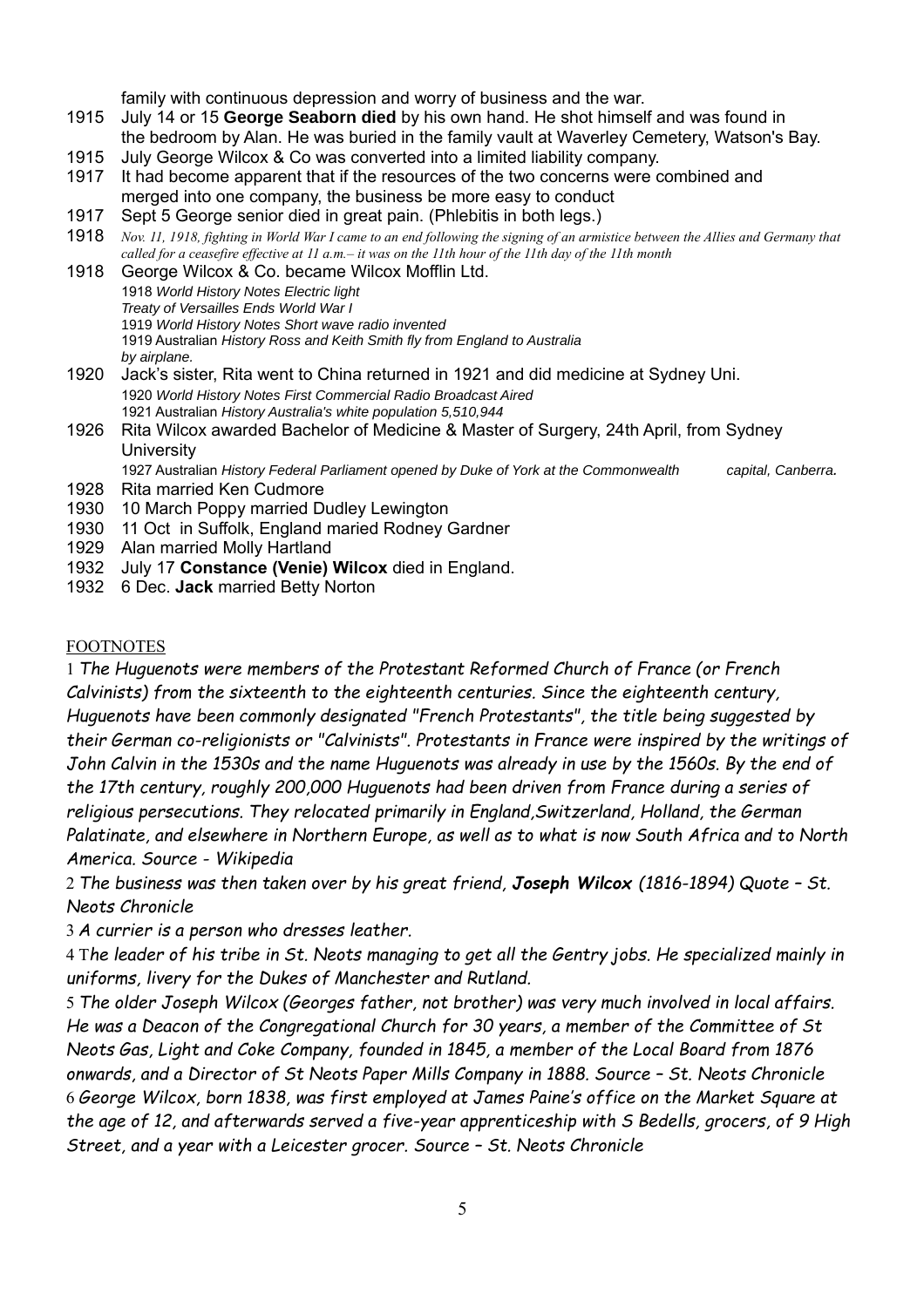family with continuous depression and worry of business and the war.

1915 July 14 or 15 **George Seaborn died** by his own hand. He shot himself and was found in the bedroom by Alan. He was buried in the family vault at Waverley Cemetery, Watson's Bay.

1915 July George Wilcox & Co was converted into a limited liability company.

1917 It had become apparent that if the resources of the two concerns were combined and merged into one company, the business be more easy to conduct

1917 Sept 5 George senior died in great pain. (Phlebitis in both legs.)

1918 *Nov. 11, 1918, fighting in World War I came to an end following the signing of an armistice between the Allies and Germany that called for a ceasefire effective at 11 a.m.– it was on the 11th hour of the 11th day of the 11th month*

1918 George Wilcox & Co. became Wilcox Mofflin Ltd.

1918 *World History Notes Electric light*
*Treaty of Versailles Ends World War I*
1919 *World History Notes Short wave radio invented*
1919 Australian *History Ross and Keith Smith fly from England to Australia by airplane.*

1920 Jack's sister, Rita went to China returned in 1921 and did medicine at Sydney Uni.

1920 *World History Notes First Commercial Radio Broadcast Aired*
1921 Australian *History Australia's white population 5,510,944*

1926 Rita Wilcox awarded Bachelor of Medicine & Master of Surgery, 24th April, from Sydney University

1927 Australian *History Federal Parliament opened by Duke of York at the Commonwealth capital, Canberra.*

1928 Rita married Ken Cudmore

1930 10 March Poppy married Dudley Lewington

1930 11 Oct in Suffolk, England maried Rodney Gardner

1929 Alan married Molly Hartland

1932 July 17 **Constance (Venie) Wilcox** died in England.

1932 6 Dec. **Jack** married Betty Norton

FOOTNOTES

1 *The Huguenots were members of the Protestant Reformed Church of France (or French Calvinists) from the sixteenth to the eighteenth centuries. Since the eighteenth century, Huguenots have been commonly designated "French Protestants", the title being suggested by their German co-religionists or "Calvinists". Protestants in France were inspired by the writings of John Calvin in the 1530s and the name Huguenots was already in use by the 1560s. By the end of the 17th century, roughly 200,000 Huguenots had been driven from France during a series of religious persecutions. They relocated primarily in England,Switzerland, Holland, the German Palatinate, and elsewhere in Northern Europe, as well as to what is now South Africa and to North America. Source - Wikipedia*

2 *The business was then taken over by his great friend, **Joseph Wilcox** (1816-1894) Quote – St. Neots Chronicle*

3 *A currier is a person who dresses leather.*

4 *The leader of his tribe in St. Neots managing to get all the Gentry jobs. He specialized mainly in uniforms, livery for the Dukes of Manchester and Rutland.*

5 *The older Joseph Wilcox (Georges father, not brother) was very much involved in local affairs. He was a Deacon of the Congregational Church for 30 years, a member of the Committee of St Neots Gas, Light and Coke Company, founded in 1845, a member of the Local Board from 1876 onwards, and a Director of St Neots Paper Mills Company in 1888. Source – St. Neots Chronicle*

6 *George Wilcox, born 1838, was first employed at James Paine's office on the Market Square at the age of 12, and afterwards served a five-year apprenticeship with S Bedells, grocers, of 9 High Street, and a year with a Leicester grocer. Source – St. Neots Chronicle*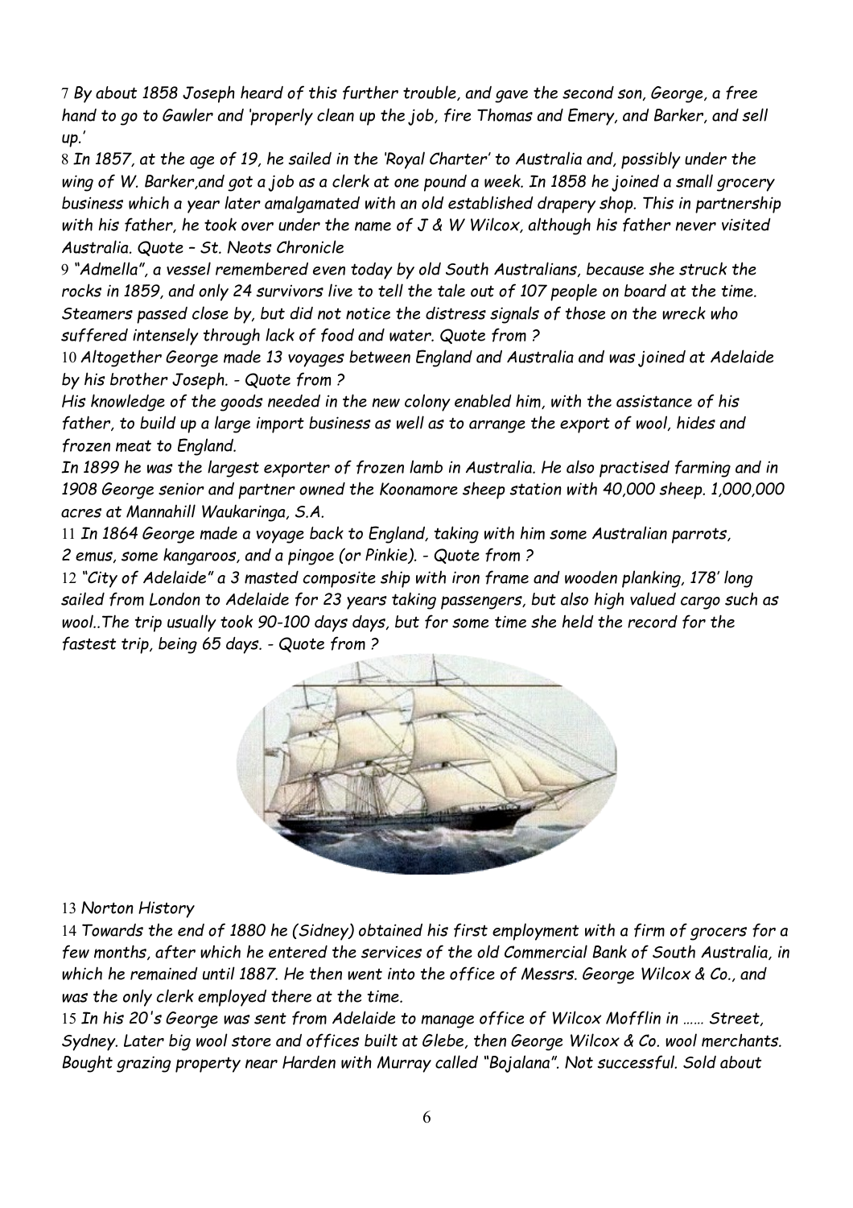7 *By about 1858 Joseph heard of this further trouble, and gave the second son, George, a free hand to go to Gawler and 'properly clean up the job, fire Thomas and Emery, and Barker, and sell up.'*

8 *In 1857, at the age of 19, he sailed in the 'Royal Charter' to Australia and, possibly under the wing of W. Barker,and got a job as a clerk at one pound a week. In 1858 he joined a small grocery business which a year later amalgamated with an old established drapery shop. This in partnership with his father, he took over under the name of J & W Wilcox, although his father never visited Australia. Quote – St. Neots Chronicle*

9 *"Admella", a vessel remembered even today by old South Australians, because she struck the rocks in 1859, and only 24 survivors live to tell the tale out of 107 people on board at the time. Steamers passed close by, but did not notice the distress signals of those on the wreck who suffered intensely through lack of food and water. Quote from ?*

10 *Altogether George made 13 voyages between England and Australia and was joined at Adelaide by his brother Joseph. - Quote from ?*

*His knowledge of the goods needed in the new colony enabled him, with the assistance of his father, to build up a large import business as well as to arrange the export of wool, hides and frozen meat to England.*

*In 1899 he was the largest exporter of frozen lamb in Australia. He also practised farming and in 1908 George senior and partner owned the Koonamore sheep station with 40,000 sheep. 1,000,000 acres at Mannahill Waukaringa, S.A.*

11 *In 1864 George made a voyage back to England, taking with him some Australian parrots, 2 emus, some kangaroos, and a pingoe (or Pinkie). - Quote from ?*

12 *"City of Adelaide" a 3 masted composite ship with iron frame and wooden planking, 178' long sailed from London to Adelaide for 23 years taking passengers, but also high valued cargo such as wool..The trip usually took 90-100 days days, but for some time she held the record for the fastest trip, being 65 days. - Quote from ?*

13 *Norton History*

14 *Towards the end of 1880 he (Sidney) obtained his first employment with a firm of grocers for a few months, after which he entered the services of the old Commercial Bank of South Australia, in which he remained until 1887. He then went into the office of Messrs. George Wilcox & Co., and was the only clerk employed there at the time.*

15 *In his 20's George was sent from Adelaide to manage office of Wilcox Mofflin in …… Street, Sydney. Later big wool store and offices built at Glebe, then George Wilcox & Co. wool merchants. Bought grazing property near Harden with Murray called "Bojalana". Not successful. Sold about*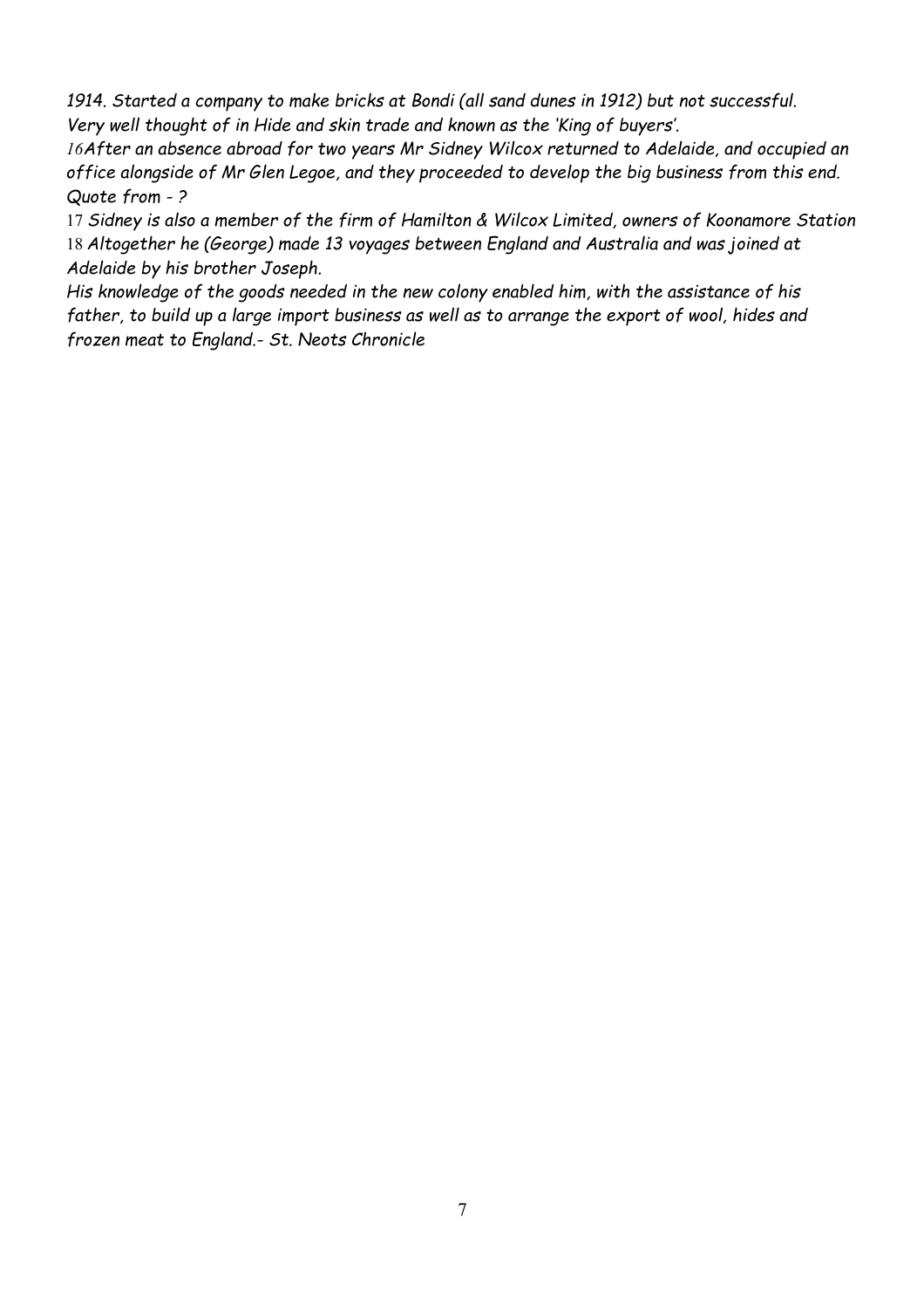*1914. Started a company to make bricks at Bondi (all sand dunes in 1912) but not successful. Very well thought of in Hide and skin trade and known as the 'King of buyers'.*

16 *After an absence abroad for two years Mr Sidney Wilcox returned to Adelaide, and occupied an office alongside of Mr Glen Legoe, and they proceeded to develop the big business from this end. Quote from - ?*

17 *Sidney is also a member of the firm of Hamilton & Wilcox Limited, owners of Koonamore Station*

18 *Altogether he (George) made 13 voyages between England and Australia and was joined at Adelaide by his brother Joseph.*

*His knowledge of the goods needed in the new colony enabled him, with the assistance of his father, to build up a large import business as well as to arrange the export of wool, hides and frozen meat to England.- St. Neots Chronicle*